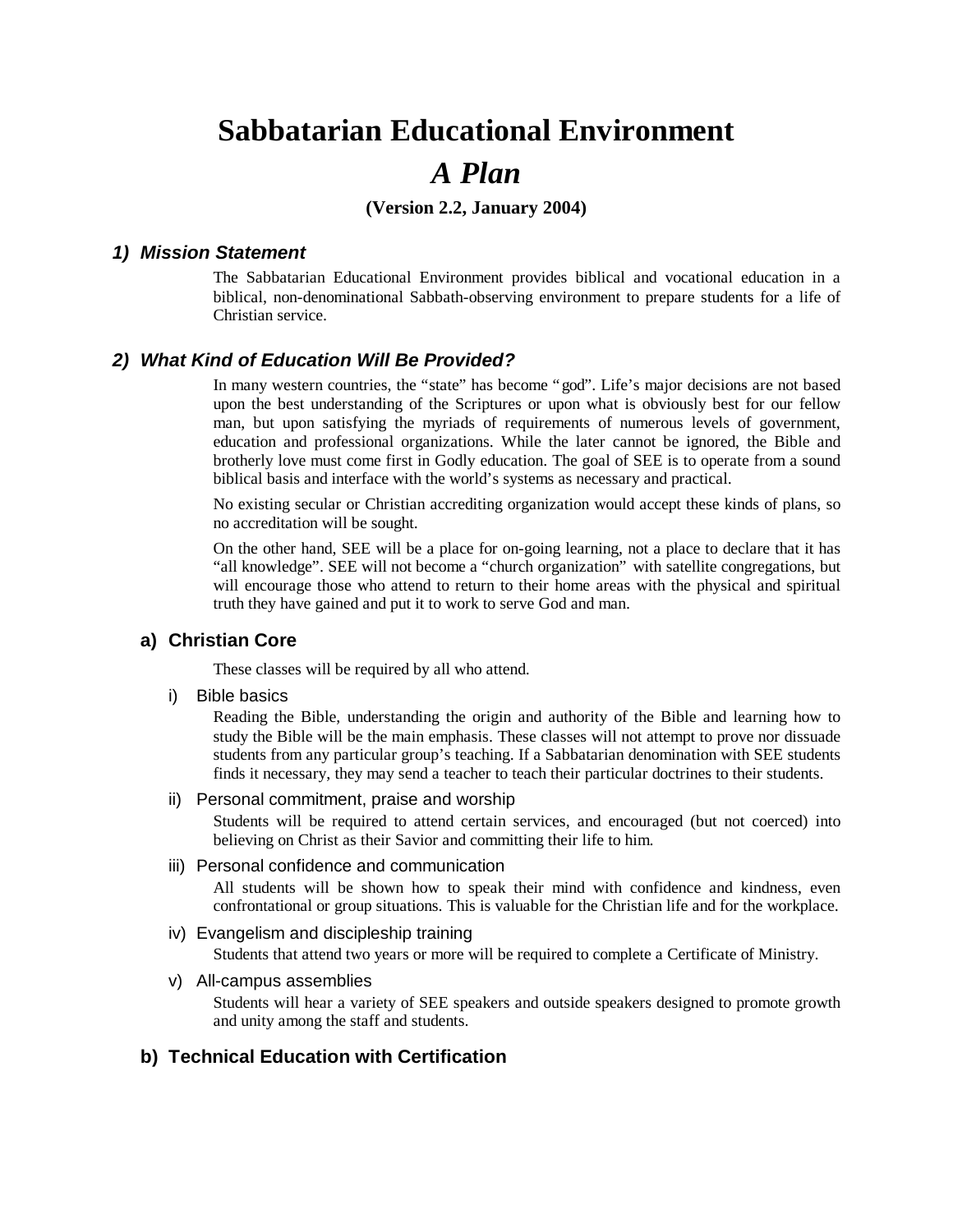# Sabbatarian Educational Environment

# *A Plan*

**(Version 2.2, January 2004)**

## *1) Mission Statement*

The Sabbatarian Educational Environment provides biblical and vocational education in a biblical, non-denominational Sabbath-observing environment to prepare students for a life of Christian service.

## *2) What Kind of Education Will Be Provided?*

In many western countries, the "state" has become "god". Life's major decisions are not based upon the best understanding of the Scriptures or upon what is obviously best for our fellow man, but upon satisfying the myriads of requirements of numerous levels of government, education and professional organizations. While the later cannot be ignored, the Bible and brotherly love must come first in Godly education. The goal of SEE is to operate from a sound biblical basis and interface with the world's systems as necessary and practical.

No existing secular or Christian accrediting organization would accept these kinds of plans, so no accreditation will be sought.

On the other hand, SEE will be a place for on-going learning, not a place to declare that it has "all knowledge". SEE will not become a "church organization" with satellite congregations, but will encourage those who attend to return to their home areas with the physical and spiritual truth they have gained and put it to work to serve God and man.

### a) Christian Core

These classes will be required by all who attend.

#### i) Bible basics

Reading the Bible, understanding the origin and authority of the Bible and learning how to study the Bible will be the main emphasis. These classes will not attempt to prove nor dissuade students from any particular group's teaching. If a Sabbatarian denomination with SEE students finds it necessary, they may send a teacher to teach their particular doctrines to their students.

#### ii) Personal commitment, praise and worship

Students will be required to attend certain services, and encouraged (but not coerced) into believing on Christ as their Savior and committing their life to him.

#### iii) Personal confidence and communication

All students will be shown how to speak their mind with confidence and kindness, even confrontational or group situations. This is valuable for the Christian life and for the workplace.

#### iv) Evangelism and discipleship training

Students that attend two years or more will be required to complete a Certificate of Ministry.

#### v) All-campus assemblies

Students will hear a variety of SEE speakers and outside speakers designed to promote growth and unity among the staff and students.

### b) Technical Education with Certification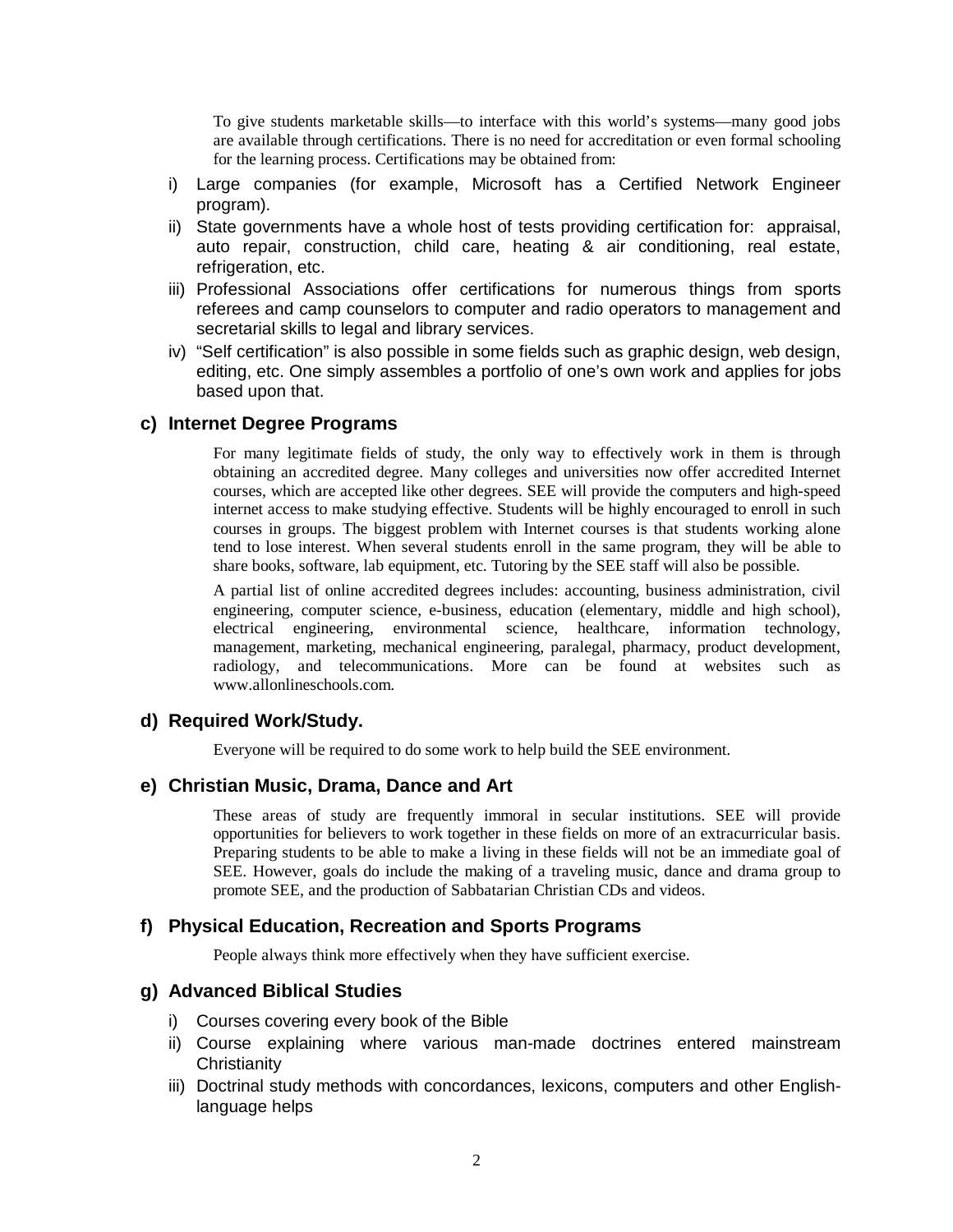To give students marketable skills—to interface with this world's systems—many good jobs are available through certifications. There is no need for accreditation or even formal schooling for the learning process. Certifications may be obtained from:

i) Large companies (for example, Microsoft has a Certified Network Engineer program).
ii) State governments have a whole host of tests providing certification for: appraisal, auto repair, construction, child care, heating & air conditioning, real estate, refrigeration, etc.
iii) Professional Associations offer certifications for numerous things from sports referees and camp counselors to computer and radio operators to management and secretarial skills to legal and library services.
iv) "Self certification" is also possible in some fields such as graphic design, web design, editing, etc. One simply assembles a portfolio of one's own work and applies for jobs based upon that.

### c) Internet Degree Programs

For many legitimate fields of study, the only way to effectively work in them is through obtaining an accredited degree. Many colleges and universities now offer accredited Internet courses, which are accepted like other degrees. SEE will provide the computers and high-speed internet access to make studying effective. Students will be highly encouraged to enroll in such courses in groups. The biggest problem with Internet courses is that students working alone tend to lose interest. When several students enroll in the same program, they will be able to share books, software, lab equipment, etc. Tutoring by the SEE staff will also be possible.

A partial list of online accredited degrees includes: accounting, business administration, civil engineering, computer science, e-business, education (elementary, middle and high school), electrical engineering, environmental science, healthcare, information technology, management, marketing, mechanical engineering, paralegal, pharmacy, product development, radiology, and telecommunications. More can be found at websites such as www.allonlineschools.com.

### d) Required Work/Study.

Everyone will be required to do some work to help build the SEE environment.

### e) Christian Music, Drama, Dance and Art

These areas of study are frequently immoral in secular institutions. SEE will provide opportunities for believers to work together in these fields on more of an extracurricular basis. Preparing students to be able to make a living in these fields will not be an immediate goal of SEE. However, goals do include the making of a traveling music, dance and drama group to promote SEE, and the production of Sabbatarian Christian CDs and videos.

### f) Physical Education, Recreation and Sports Programs

People always think more effectively when they have sufficient exercise.

### g) Advanced Biblical Studies

i) Courses covering every book of the Bible
ii) Course explaining where various man-made doctrines entered mainstream Christianity
iii) Doctrinal study methods with concordances, lexicons, computers and other English-language helps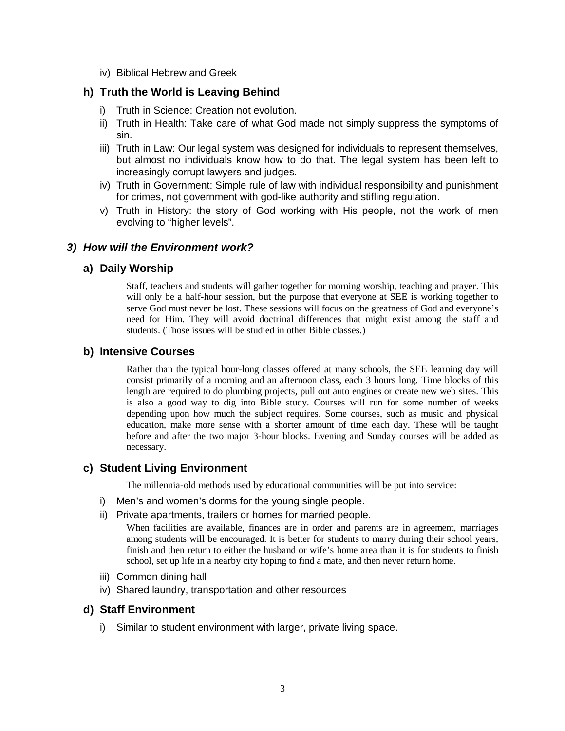iv) Biblical Hebrew and Greek

### h) Truth the World is Leaving Behind

i) Truth in Science: Creation not evolution.

ii) Truth in Health: Take care of what God made not simply suppress the symptoms of sin.

iii) Truth in Law: Our legal system was designed for individuals to represent themselves, but almost no individuals know how to do that. The legal system has been left to increasingly corrupt lawyers and judges.

iv) Truth in Government: Simple rule of law with individual responsibility and punishment for crimes, not government with god-like authority and stifling regulation.

v) Truth in History: the story of God working with His people, not the work of men evolving to "higher levels".

## *3) How will the Environment work?*

### a) Daily Worship

Staff, teachers and students will gather together for morning worship, teaching and prayer. This will only be a half-hour session, but the purpose that everyone at SEE is working together to serve God must never be lost. These sessions will focus on the greatness of God and everyone's need for Him. They will avoid doctrinal differences that might exist among the staff and students. (Those issues will be studied in other Bible classes.)

### b) Intensive Courses

Rather than the typical hour-long classes offered at many schools, the SEE learning day will consist primarily of a morning and an afternoon class, each 3 hours long. Time blocks of this length are required to do plumbing projects, pull out auto engines or create new web sites. This is also a good way to dig into Bible study. Courses will run for some number of weeks depending upon how much the subject requires. Some courses, such as music and physical education, make more sense with a shorter amount of time each day. These will be taught before and after the two major 3-hour blocks. Evening and Sunday courses will be added as necessary.

### c) Student Living Environment

The millennia-old methods used by educational communities will be put into service:

i) Men's and women's dorms for the young single people.

ii) Private apartments, trailers or homes for married people.

When facilities are available, finances are in order and parents are in agreement, marriages among students will be encouraged. It is better for students to marry during their school years, finish and then return to either the husband or wife's home area than it is for students to finish school, set up life in a nearby city hoping to find a mate, and then never return home.

iii) Common dining hall

iv) Shared laundry, transportation and other resources

### d) Staff Environment

i) Similar to student environment with larger, private living space.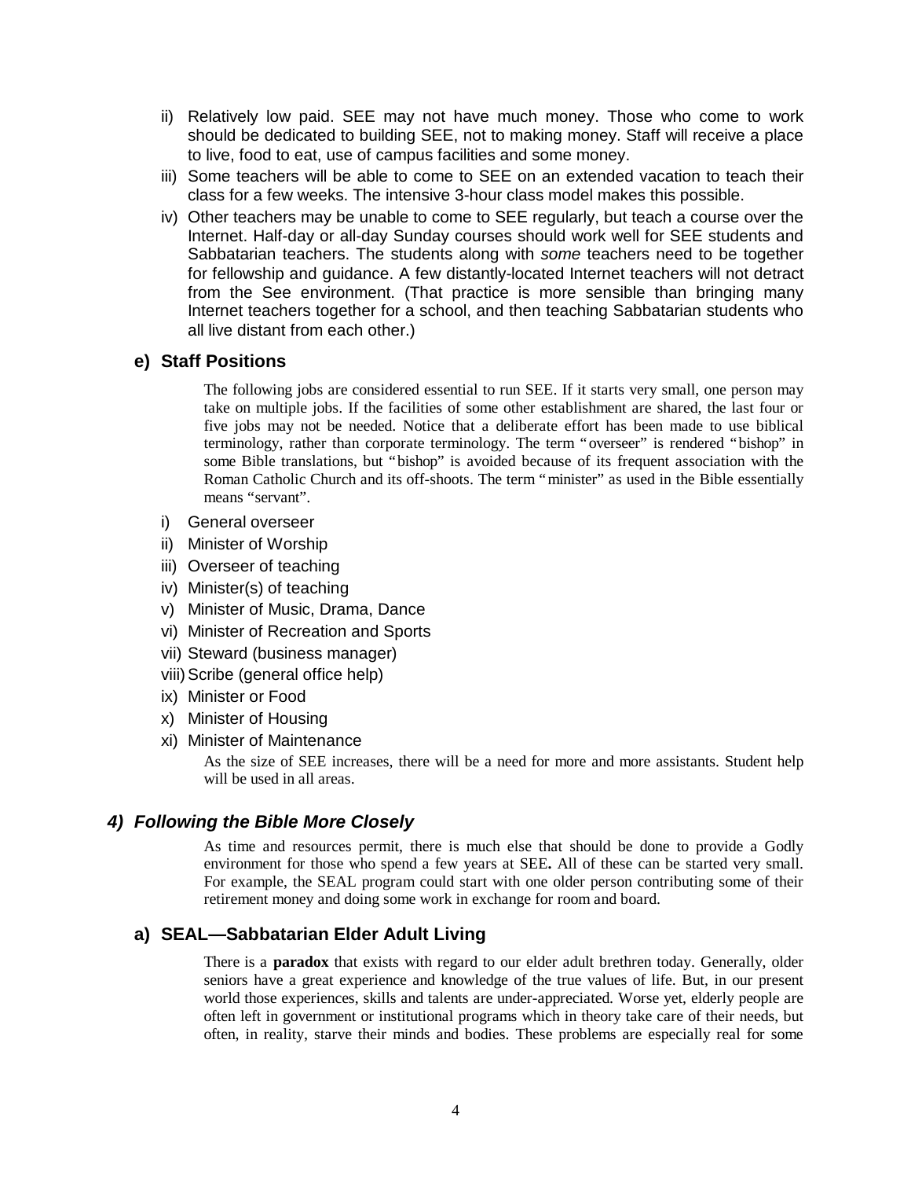ii) Relatively low paid. SEE may not have much money. Those who come to work should be dedicated to building SEE, not to making money. Staff will receive a place to live, food to eat, use of campus facilities and some money.

iii) Some teachers will be able to come to SEE on an extended vacation to teach their class for a few weeks. The intensive 3-hour class model makes this possible.

iv) Other teachers may be unable to come to SEE regularly, but teach a course over the Internet. Half-day or all-day Sunday courses should work well for SEE students and Sabbatarian teachers. The students along with *some* teachers need to be together for fellowship and guidance. A few distantly-located Internet teachers will not detract from the See environment. (That practice is more sensible than bringing many Internet teachers together for a school, and then teaching Sabbatarian students who all live distant from each other.)

### e) Staff Positions

The following jobs are considered essential to run SEE. If it starts very small, one person may take on multiple jobs. If the facilities of some other establishment are shared, the last four or five jobs may not be needed. Notice that a deliberate effort has been made to use biblical terminology, rather than corporate terminology. The term "overseer" is rendered "bishop" in some Bible translations, but "bishop" is avoided because of its frequent association with the Roman Catholic Church and its off-shoots. The term "minister" as used in the Bible essentially means "servant".

i) General overseer
ii) Minister of Worship
iii) Overseer of teaching
iv) Minister(s) of teaching
v) Minister of Music, Drama, Dance
vi) Minister of Recreation and Sports
vii) Steward (business manager)
viii) Scribe (general office help)
ix) Minister or Food
x) Minister of Housing
xi) Minister of Maintenance

As the size of SEE increases, there will be a need for more and more assistants. Student help will be used in all areas.

## *4) Following the Bible More Closely*

As time and resources permit, there is much else that should be done to provide a Godly environment for those who spend a few years at SEE**.** All of these can be started very small. For example, the SEAL program could start with one older person contributing some of their retirement money and doing some work in exchange for room and board.

### a) SEAL—Sabbatarian Elder Adult Living

There is a **paradox** that exists with regard to our elder adult brethren today. Generally, older seniors have a great experience and knowledge of the true values of life. But, in our present world those experiences, skills and talents are under-appreciated. Worse yet, elderly people are often left in government or institutional programs which in theory take care of their needs, but often, in reality, starve their minds and bodies. These problems are especially real for some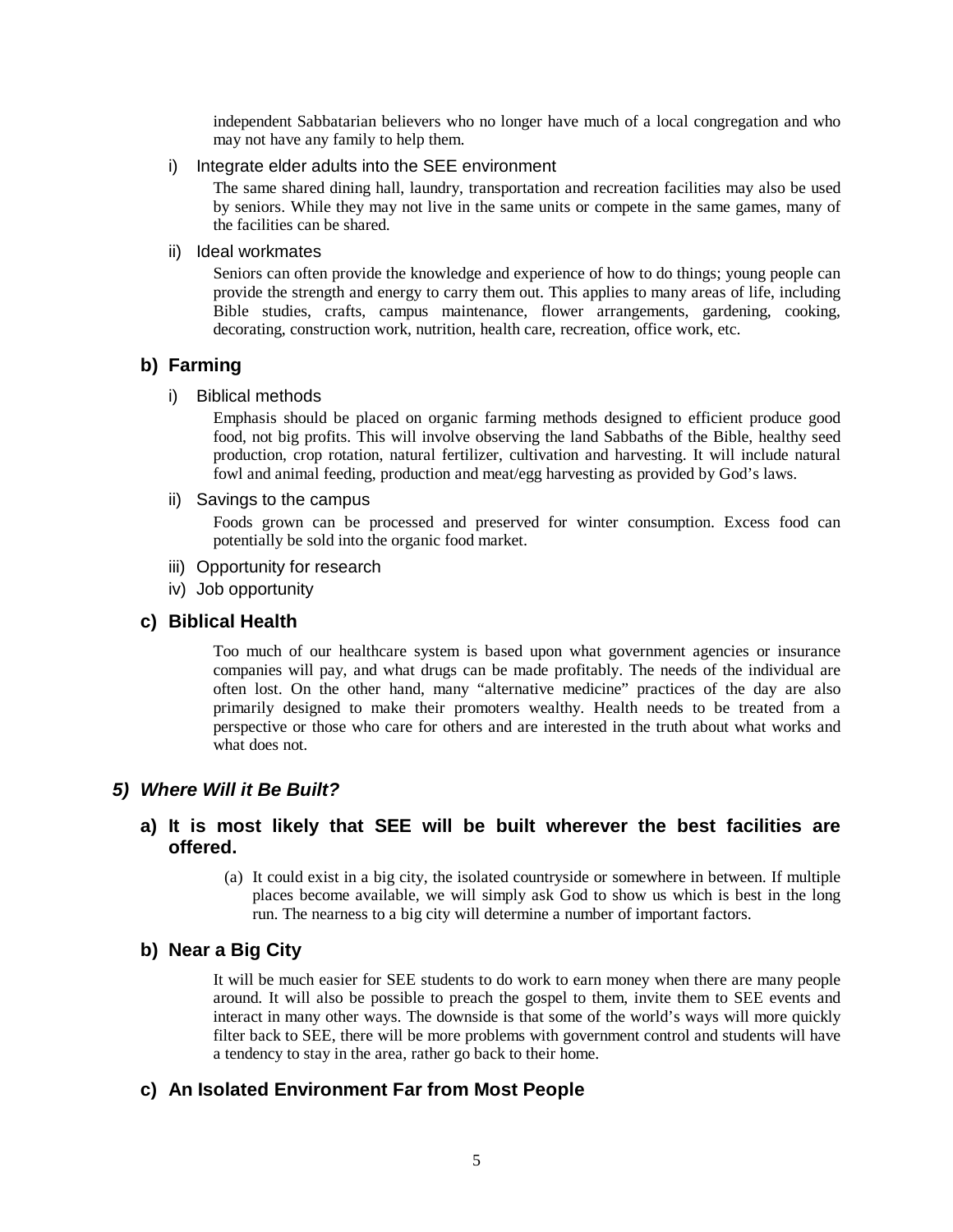independent Sabbatarian believers who no longer have much of a local congregation and who may not have any family to help them.

i) Integrate elder adults into the SEE environment

The same shared dining hall, laundry, transportation and recreation facilities may also be used by seniors. While they may not live in the same units or compete in the same games, many of the facilities can be shared.

ii) Ideal workmates

Seniors can often provide the knowledge and experience of how to do things; young people can provide the strength and energy to carry them out. This applies to many areas of life, including Bible studies, crafts, campus maintenance, flower arrangements, gardening, cooking, decorating, construction work, nutrition, health care, recreation, office work, etc.

### b) Farming

i) Biblical methods

Emphasis should be placed on organic farming methods designed to efficient produce good food, not big profits. This will involve observing the land Sabbaths of the Bible, healthy seed production, crop rotation, natural fertilizer, cultivation and harvesting. It will include natural fowl and animal feeding, production and meat/egg harvesting as provided by God's laws.

ii) Savings to the campus

Foods grown can be processed and preserved for winter consumption. Excess food can potentially be sold into the organic food market.

iii) Opportunity for research

iv) Job opportunity

### c) Biblical Health

Too much of our healthcare system is based upon what government agencies or insurance companies will pay, and what drugs can be made profitably. The needs of the individual are often lost. On the other hand, many "alternative medicine" practices of the day are also primarily designed to make their promoters wealthy. Health needs to be treated from a perspective or those who care for others and are interested in the truth about what works and what does not.

## *5) Where Will it Be Built?*

### a) It is most likely that SEE will be built wherever the best facilities are offered.

(a) It could exist in a big city, the isolated countryside or somewhere in between. If multiple places become available, we will simply ask God to show us which is best in the long run. The nearness to a big city will determine a number of important factors.

### b) Near a Big City

It will be much easier for SEE students to do work to earn money when there are many people around. It will also be possible to preach the gospel to them, invite them to SEE events and interact in many other ways. The downside is that some of the world's ways will more quickly filter back to SEE, there will be more problems with government control and students will have a tendency to stay in the area, rather go back to their home.

### c) An Isolated Environment Far from Most People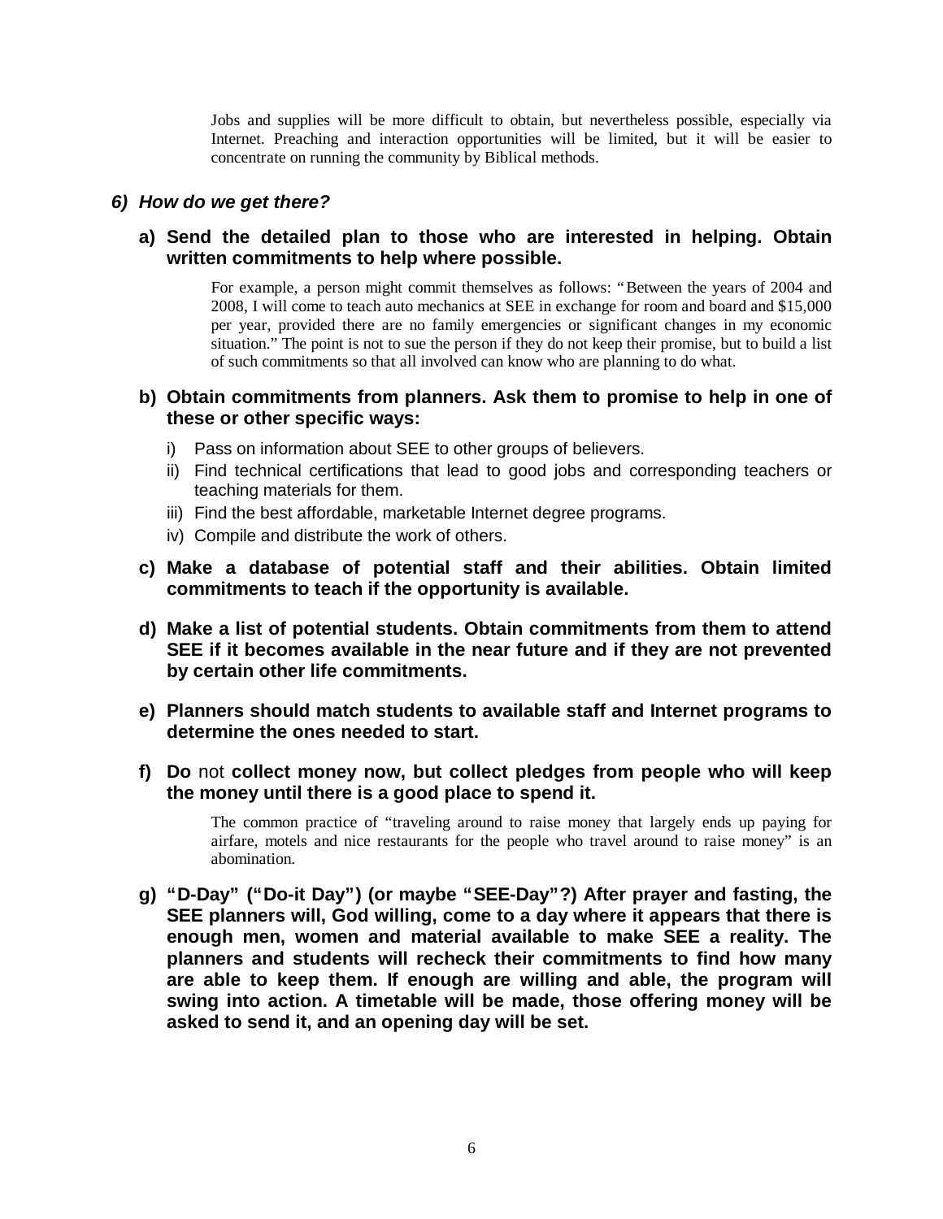Jobs and supplies will be more difficult to obtain, but nevertheless possible, especially via Internet. Preaching and interaction opportunities will be limited, but it will be easier to concentrate on running the community by Biblical methods.

### *6) How do we get there?*

**a) Send the detailed plan to those who are interested in helping. Obtain written commitments to help where possible.**

For example, a person might commit themselves as follows: "Between the years of 2004 and 2008, I will come to teach auto mechanics at SEE in exchange for room and board and $15,000 per year, provided there are no family emergencies or significant changes in my economic situation." The point is not to sue the person if they do not keep their promise, but to build a list of such commitments so that all involved can know who are planning to do what.

**b) Obtain commitments from planners. Ask them to promise to help in one of these or other specific ways:**

i) Pass on information about SEE to other groups of believers.
ii) Find technical certifications that lead to good jobs and corresponding teachers or teaching materials for them.
iii) Find the best affordable, marketable Internet degree programs.
iv) Compile and distribute the work of others.

**c) Make a database of potential staff and their abilities. Obtain limited commitments to teach if the opportunity is available.**

**d) Make a list of potential students. Obtain commitments from them to attend SEE if it becomes available in the near future and if they are not prevented by certain other life commitments.**

**e) Planners should match students to available staff and Internet programs to determine the ones needed to start.**

**f) Do** not **collect money now, but collect pledges from people who will keep the money until there is a good place to spend it.**

The common practice of "traveling around to raise money that largely ends up paying for airfare, motels and nice restaurants for the people who travel around to raise money" is an abomination.

**g) "D-Day" ("Do-it Day") (or maybe "SEE-Day"?) After prayer and fasting, the SEE planners will, God willing, come to a day where it appears that there is enough men, women and material available to make SEE a reality. The planners and students will recheck their commitments to find how many are able to keep them. If enough are willing and able, the program will swing into action. A timetable will be made, those offering money will be asked to send it, and an opening day will be set.**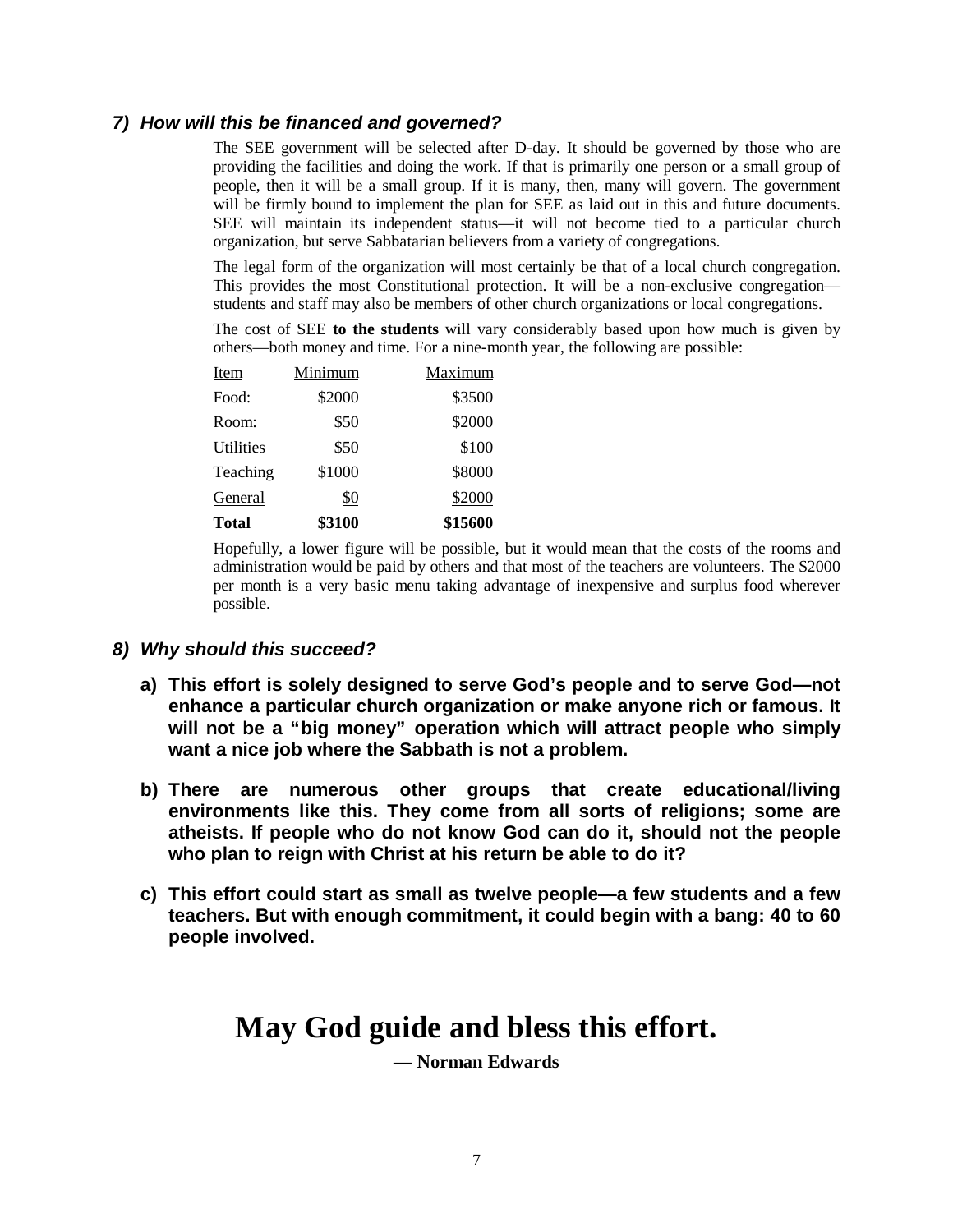### *7) How will this be financed and governed?*

The SEE government will be selected after D-day. It should be governed by those who are providing the facilities and doing the work. If that is primarily one person or a small group of people, then it will be a small group. If it is many, then, many will govern. The government will be firmly bound to implement the plan for SEE as laid out in this and future documents. SEE will maintain its independent status—it will not become tied to a particular church organization, but serve Sabbatarian believers from a variety of congregations.

The legal form of the organization will most certainly be that of a local church congregation. This provides the most Constitutional protection. It will be a non-exclusive congregation—students and staff may also be members of other church organizations or local congregations.

The cost of SEE **to the students** will vary considerably based upon how much is given by others—both money and time. For a nine-month year, the following are possible:

| Item | Minimum | Maximum |
|---|---|---|
| Food: | $2000 | $3500 |
| Room: | $50 | $2000 |
| Utilities | $50 | $100 |
| Teaching | $1000 | $8000 |
| General | $0 | $2000 |
| **Total** | **$3100** | **$15600** |

Hopefully, a lower figure will be possible, but it would mean that the costs of the rooms and administration would be paid by others and that most of the teachers are volunteers. The $2000 per month is a very basic menu taking advantage of inexpensive and surplus food wherever possible.

### *8) Why should this succeed?*

**a) This effort is solely designed to serve God's people and to serve God—not enhance a particular church organization or make anyone rich or famous. It will not be a "big money" operation which will attract people who simply want a nice job where the Sabbath is not a problem.**

**b) There are numerous other groups that create educational/living environments like this. They come from all sorts of religions; some are atheists. If people who do not know God can do it, should not the people who plan to reign with Christ at his return be able to do it?**

**c) This effort could start as small as twelve people—a few students and a few teachers. But with enough commitment, it could begin with a bang: 40 to 60 people involved.**

# May God guide and bless this effort.

**— Norman Edwards**